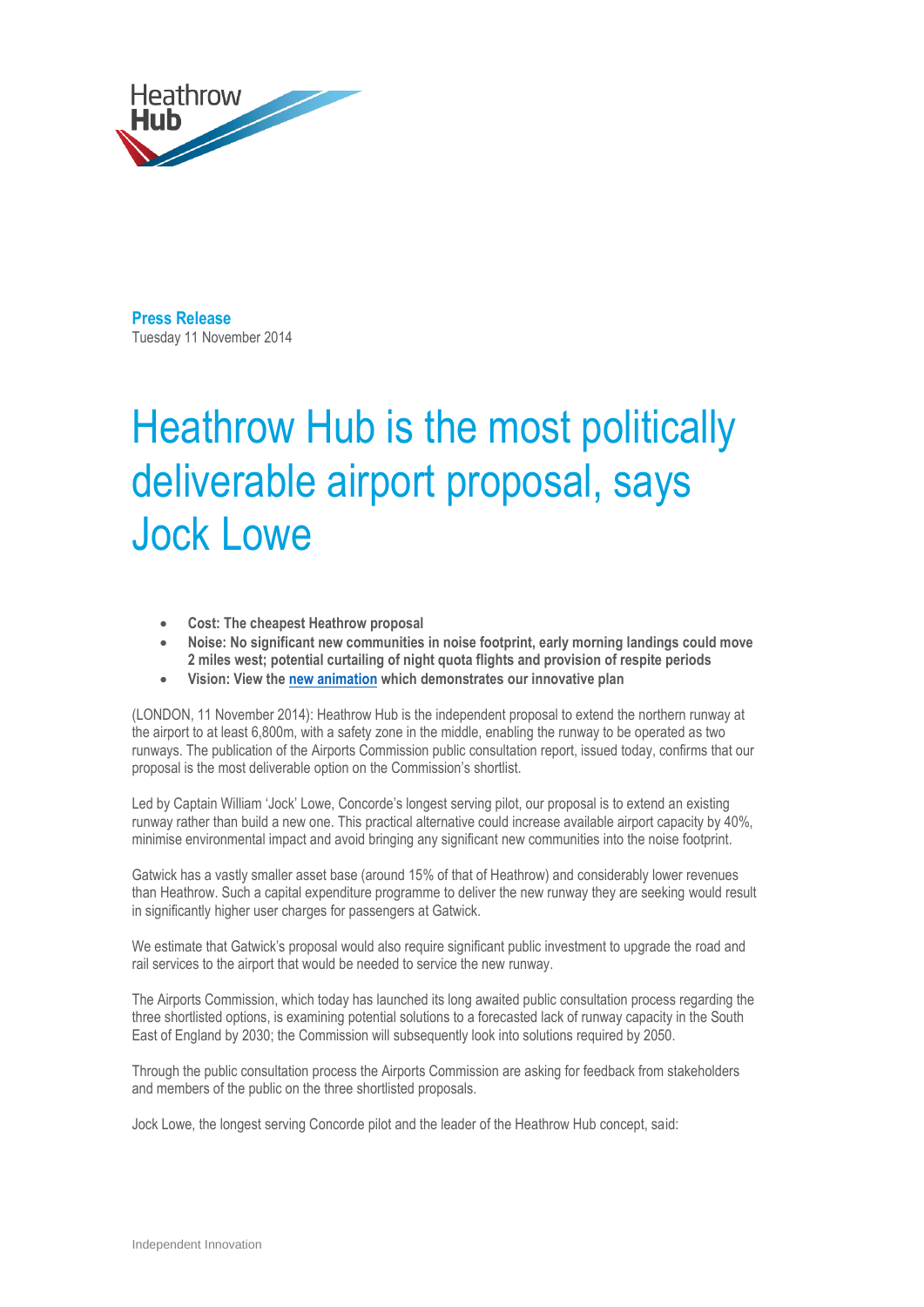**Press Release**
Tuesday 11 November 2014

# Heathrow Hub is the most politically deliverable airport proposal, says Jock Lowe

- **Cost: The cheapest Heathrow proposal**
- **Noise: No significant new communities in noise footprint, early morning landings could move 2 miles west; potential curtailing of night quota flights and provision of respite periods**
- **Vision: View the new animation which demonstrates our innovative plan**

(LONDON, 11 November 2014): Heathrow Hub is the independent proposal to extend the northern runway at the airport to at least 6,800m, with a safety zone in the middle, enabling the runway to be operated as two runways. The publication of the Airports Commission public consultation report, issued today, confirms that our proposal is the most deliverable option on the Commission's shortlist.

Led by Captain William 'Jock' Lowe, Concorde's longest serving pilot, our proposal is to extend an existing runway rather than build a new one. This practical alternative could increase available airport capacity by 40%, minimise environmental impact and avoid bringing any significant new communities into the noise footprint.

Gatwick has a vastly smaller asset base (around 15% of that of Heathrow) and considerably lower revenues than Heathrow. Such a capital expenditure programme to deliver the new runway they are seeking would result in significantly higher user charges for passengers at Gatwick.

We estimate that Gatwick's proposal would also require significant public investment to upgrade the road and rail services to the airport that would be needed to service the new runway.

The Airports Commission, which today has launched its long awaited public consultation process regarding the three shortlisted options, is examining potential solutions to a forecasted lack of runway capacity in the South East of England by 2030; the Commission will subsequently look into solutions required by 2050.

Through the public consultation process the Airports Commission are asking for feedback from stakeholders and members of the public on the three shortlisted proposals.

Jock Lowe, the longest serving Concorde pilot and the leader of the Heathrow Hub concept, said: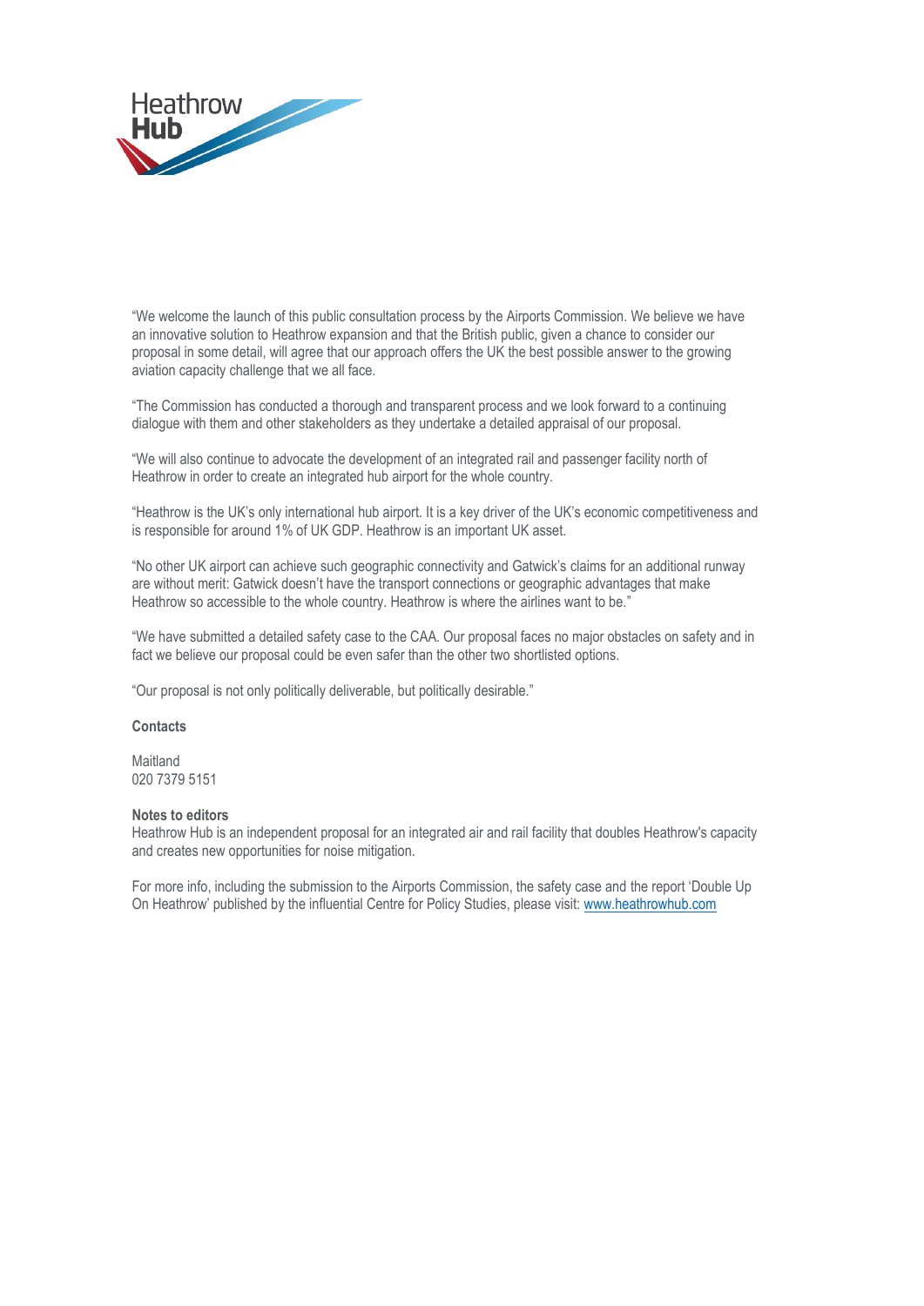"We welcome the launch of this public consultation process by the Airports Commission. We believe we have an innovative solution to Heathrow expansion and that the British public, given a chance to consider our proposal in some detail, will agree that our approach offers the UK the best possible answer to the growing aviation capacity challenge that we all face.

"The Commission has conducted a thorough and transparent process and we look forward to a continuing dialogue with them and other stakeholders as they undertake a detailed appraisal of our proposal.

"We will also continue to advocate the development of an integrated rail and passenger facility north of Heathrow in order to create an integrated hub airport for the whole country.

"Heathrow is the UK's only international hub airport. It is a key driver of the UK's economic competitiveness and is responsible for around 1% of UK GDP. Heathrow is an important UK asset.

"No other UK airport can achieve such geographic connectivity and Gatwick's claims for an additional runway are without merit: Gatwick doesn't have the transport connections or geographic advantages that make Heathrow so accessible to the whole country. Heathrow is where the airlines want to be."

"We have submitted a detailed safety case to the CAA. Our proposal faces no major obstacles on safety and in fact we believe our proposal could be even safer than the other two shortlisted options.

"Our proposal is not only politically deliverable, but politically desirable."

**Contacts**

Maitland
020 7379 5151

**Notes to editors**
Heathrow Hub is an independent proposal for an integrated air and rail facility that doubles Heathrow's capacity and creates new opportunities for noise mitigation.

For more info, including the submission to the Airports Commission, the safety case and the report 'Double Up On Heathrow' published by the influential Centre for Policy Studies, please visit: www.heathrowhub.com